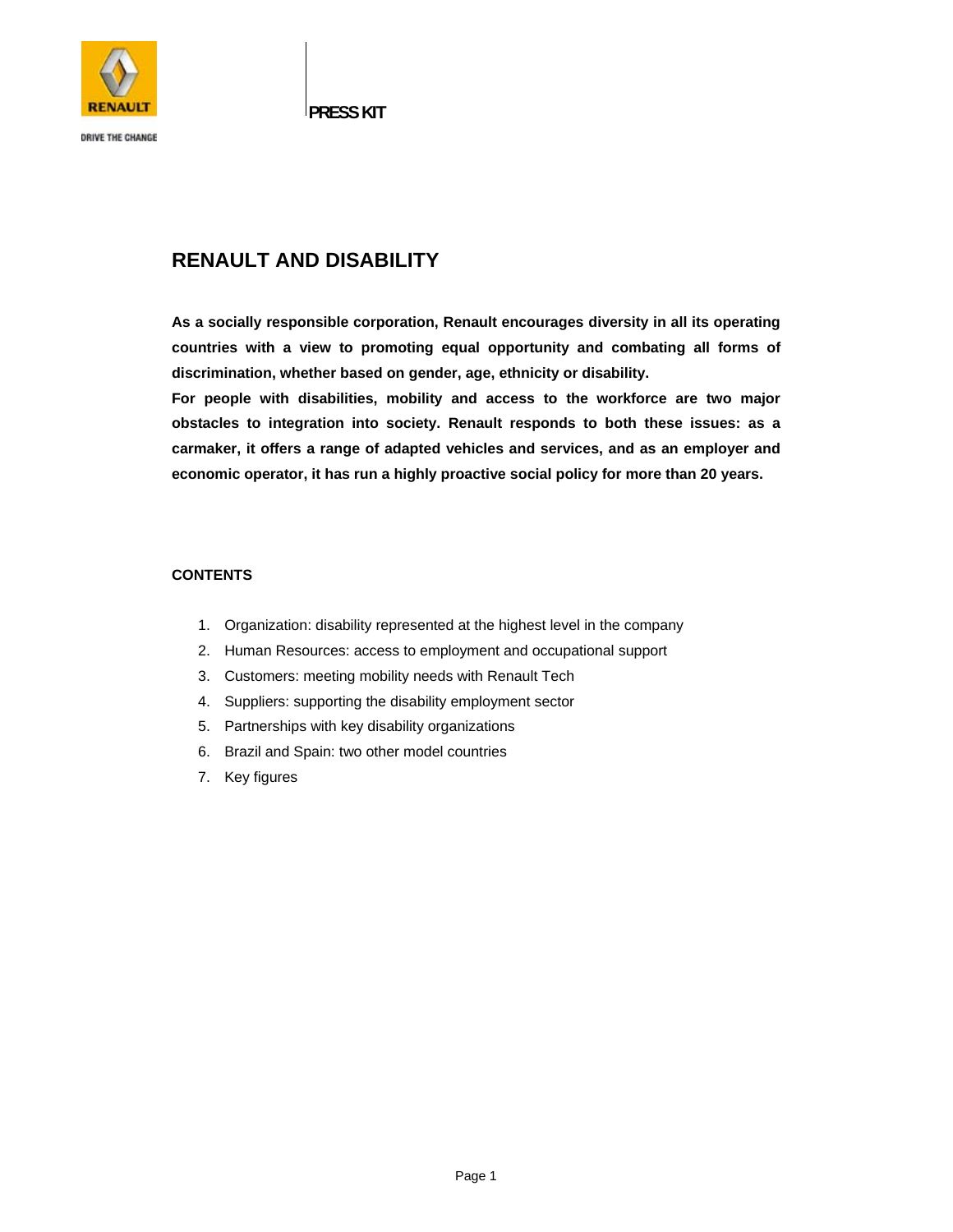RENAULT

DRIVE THE CHANGE

PRESS KIT

# RENAULT AND DISABILITY

**As a socially responsible corporation, Renault encourages diversity in all its operating countries with a view to promoting equal opportunity and combating all forms of discrimination, whether based on gender, age, ethnicity or disability.**

**For people with disabilities, mobility and access to the workforce are two major obstacles to integration into society. Renault responds to both these issues: as a carmaker, it offers a range of adapted vehicles and services, and as an employer and economic operator, it has run a highly proactive social policy for more than 20 years.**

**CONTENTS**

1. Organization: disability represented at the highest level in the company
2. Human Resources: access to employment and occupational support
3. Customers: meeting mobility needs with Renault Tech
4. Suppliers: supporting the disability employment sector
5. Partnerships with key disability organizations
6. Brazil and Spain: two other model countries
7. Key figures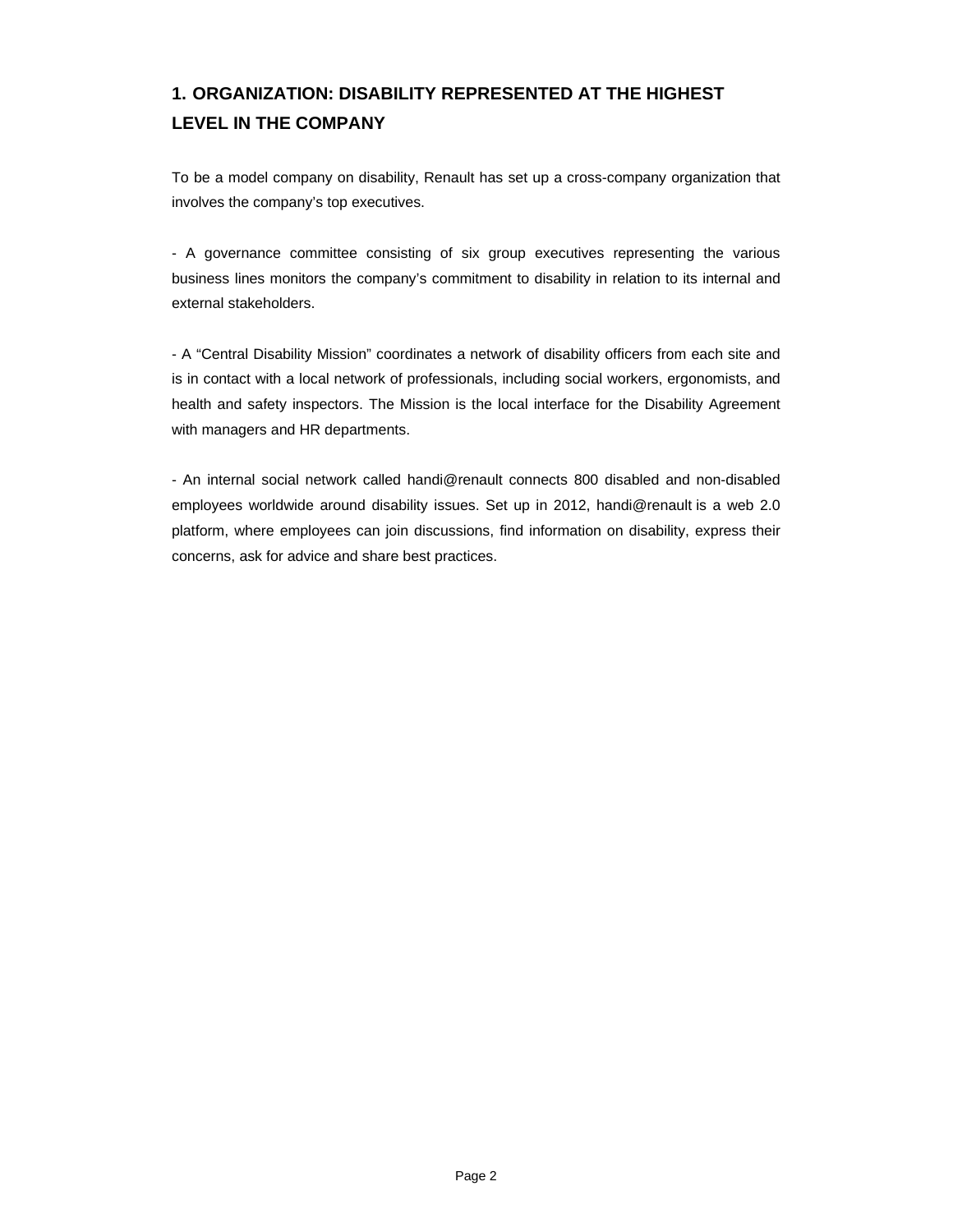## 1. ORGANIZATION: DISABILITY REPRESENTED AT THE HIGHEST LEVEL IN THE COMPANY

To be a model company on disability, Renault has set up a cross-company organization that involves the company's top executives.

- A governance committee consisting of six group executives representing the various business lines monitors the company's commitment to disability in relation to its internal and external stakeholders.

- A "Central Disability Mission" coordinates a network of disability officers from each site and is in contact with a local network of professionals, including social workers, ergonomists, and health and safety inspectors. The Mission is the local interface for the Disability Agreement with managers and HR departments.

- An internal social network called handi@renault connects 800 disabled and non-disabled employees worldwide around disability issues. Set up in 2012, handi@renault is a web 2.0 platform, where employees can join discussions, find information on disability, express their concerns, ask for advice and share best practices.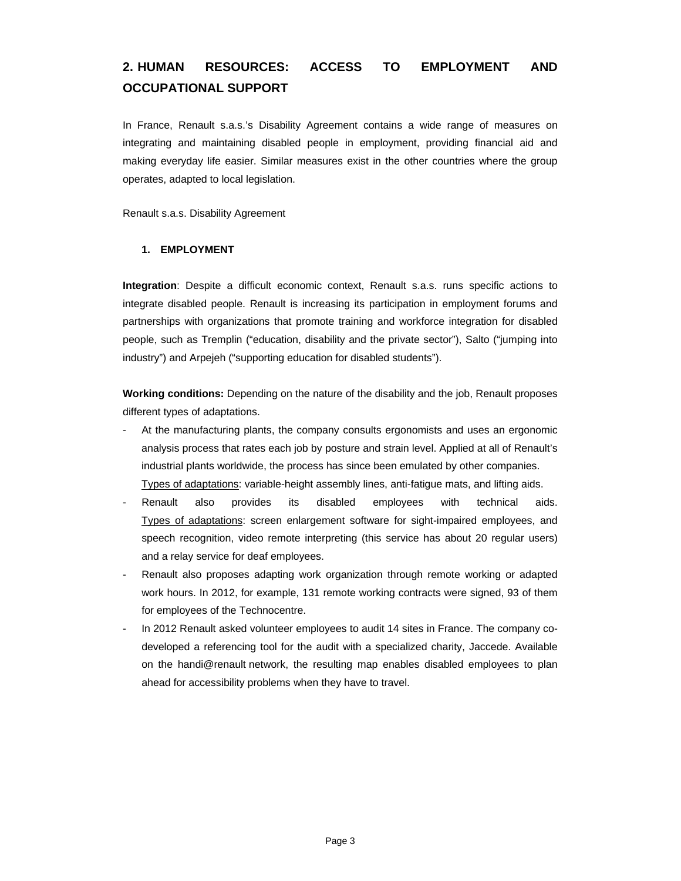## 2. HUMAN RESOURCES: ACCESS TO EMPLOYMENT AND OCCUPATIONAL SUPPORT

In France, Renault s.a.s.'s Disability Agreement contains a wide range of measures on integrating and maintaining disabled people in employment, providing financial aid and making everyday life easier. Similar measures exist in the other countries where the group operates, adapted to local legislation.

Renault s.a.s. Disability Agreement

### 1. EMPLOYMENT

**Integration**: Despite a difficult economic context, Renault s.a.s. runs specific actions to integrate disabled people. Renault is increasing its participation in employment forums and partnerships with organizations that promote training and workforce integration for disabled people, such as Tremplin ("education, disability and the private sector"), Salto ("jumping into industry") and Arpejeh ("supporting education for disabled students").

**Working conditions:** Depending on the nature of the disability and the job, Renault proposes different types of adaptations.

- At the manufacturing plants, the company consults ergonomists and uses an ergonomic analysis process that rates each job by posture and strain level. Applied at all of Renault's industrial plants worldwide, the process has since been emulated by other companies. Types of adaptations: variable-height assembly lines, anti-fatigue mats, and lifting aids.
- Renault also provides its disabled employees with technical aids. Types of adaptations: screen enlargement software for sight-impaired employees, and speech recognition, video remote interpreting (this service has about 20 regular users) and a relay service for deaf employees.
- Renault also proposes adapting work organization through remote working or adapted work hours. In 2012, for example, 131 remote working contracts were signed, 93 of them for employees of the Technocentre.
- In 2012 Renault asked volunteer employees to audit 14 sites in France. The company co-developed a referencing tool for the audit with a specialized charity, Jaccede. Available on the handi@renault network, the resulting map enables disabled employees to plan ahead for accessibility problems when they have to travel.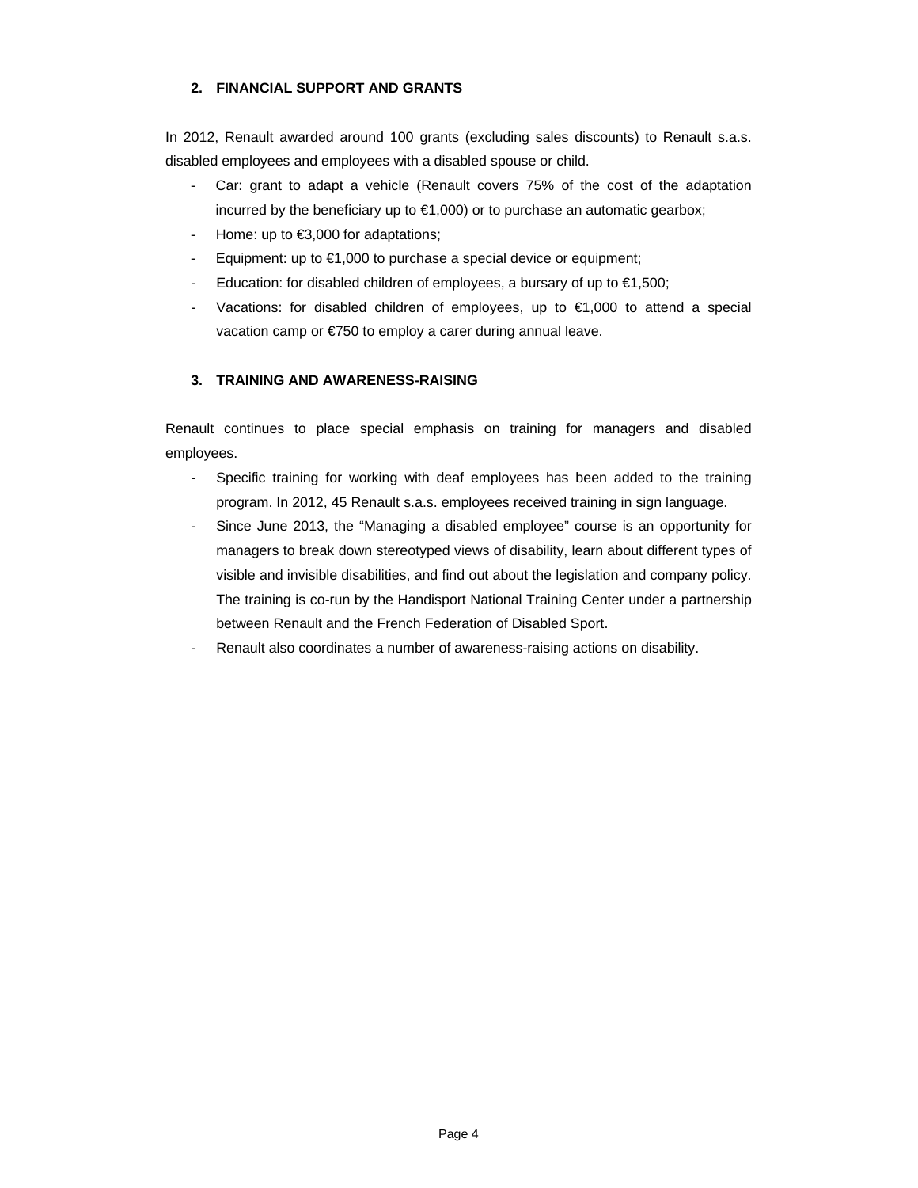## 2. FINANCIAL SUPPORT AND GRANTS

In 2012, Renault awarded around 100 grants (excluding sales discounts) to Renault s.a.s. disabled employees and employees with a disabled spouse or child.

- Car: grant to adapt a vehicle (Renault covers 75% of the cost of the adaptation incurred by the beneficiary up to €1,000) or to purchase an automatic gearbox;
- Home: up to €3,000 for adaptations;
- Equipment: up to €1,000 to purchase a special device or equipment;
- Education: for disabled children of employees, a bursary of up to €1,500;
- Vacations: for disabled children of employees, up to €1,000 to attend a special vacation camp or €750 to employ a carer during annual leave.

## 3. TRAINING AND AWARENESS-RAISING

Renault continues to place special emphasis on training for managers and disabled employees.

- Specific training for working with deaf employees has been added to the training program. In 2012, 45 Renault s.a.s. employees received training in sign language.
- Since June 2013, the "Managing a disabled employee" course is an opportunity for managers to break down stereotyped views of disability, learn about different types of visible and invisible disabilities, and find out about the legislation and company policy. The training is co-run by the Handisport National Training Center under a partnership between Renault and the French Federation of Disabled Sport.
- Renault also coordinates a number of awareness-raising actions on disability.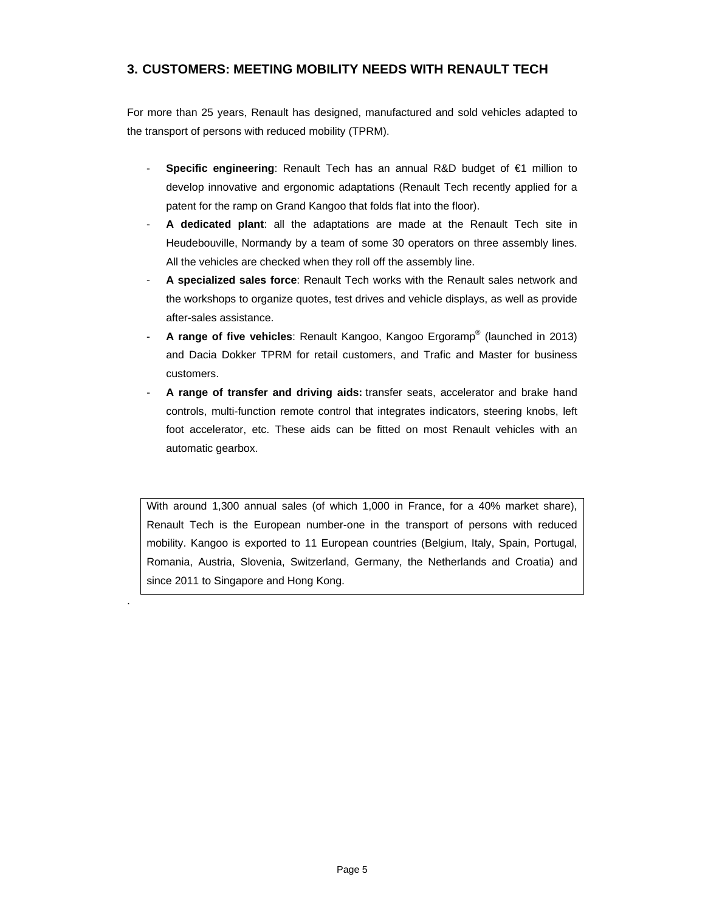## 3. CUSTOMERS: MEETING MOBILITY NEEDS WITH RENAULT TECH

For more than 25 years, Renault has designed, manufactured and sold vehicles adapted to the transport of persons with reduced mobility (TPRM).

- **Specific engineering**: Renault Tech has an annual R&D budget of €1 million to develop innovative and ergonomic adaptations (Renault Tech recently applied for a patent for the ramp on Grand Kangoo that folds flat into the floor).
- **A dedicated plant**: all the adaptations are made at the Renault Tech site in Heudebouville, Normandy by a team of some 30 operators on three assembly lines. All the vehicles are checked when they roll off the assembly line.
- **A specialized sales force**: Renault Tech works with the Renault sales network and the workshops to organize quotes, test drives and vehicle displays, as well as provide after-sales assistance.
- **A range of five vehicles**: Renault Kangoo, Kangoo Ergoramp® (launched in 2013) and Dacia Dokker TPRM for retail customers, and Trafic and Master for business customers.
- **A range of transfer and driving aids:** transfer seats, accelerator and brake hand controls, multi-function remote control that integrates indicators, steering knobs, left foot accelerator, etc. These aids can be fitted on most Renault vehicles with an automatic gearbox.

With around 1,300 annual sales (of which 1,000 in France, for a 40% market share), Renault Tech is the European number-one in the transport of persons with reduced mobility. Kangoo is exported to 11 European countries (Belgium, Italy, Spain, Portugal, Romania, Austria, Slovenia, Switzerland, Germany, the Netherlands and Croatia) and since 2011 to Singapore and Hong Kong.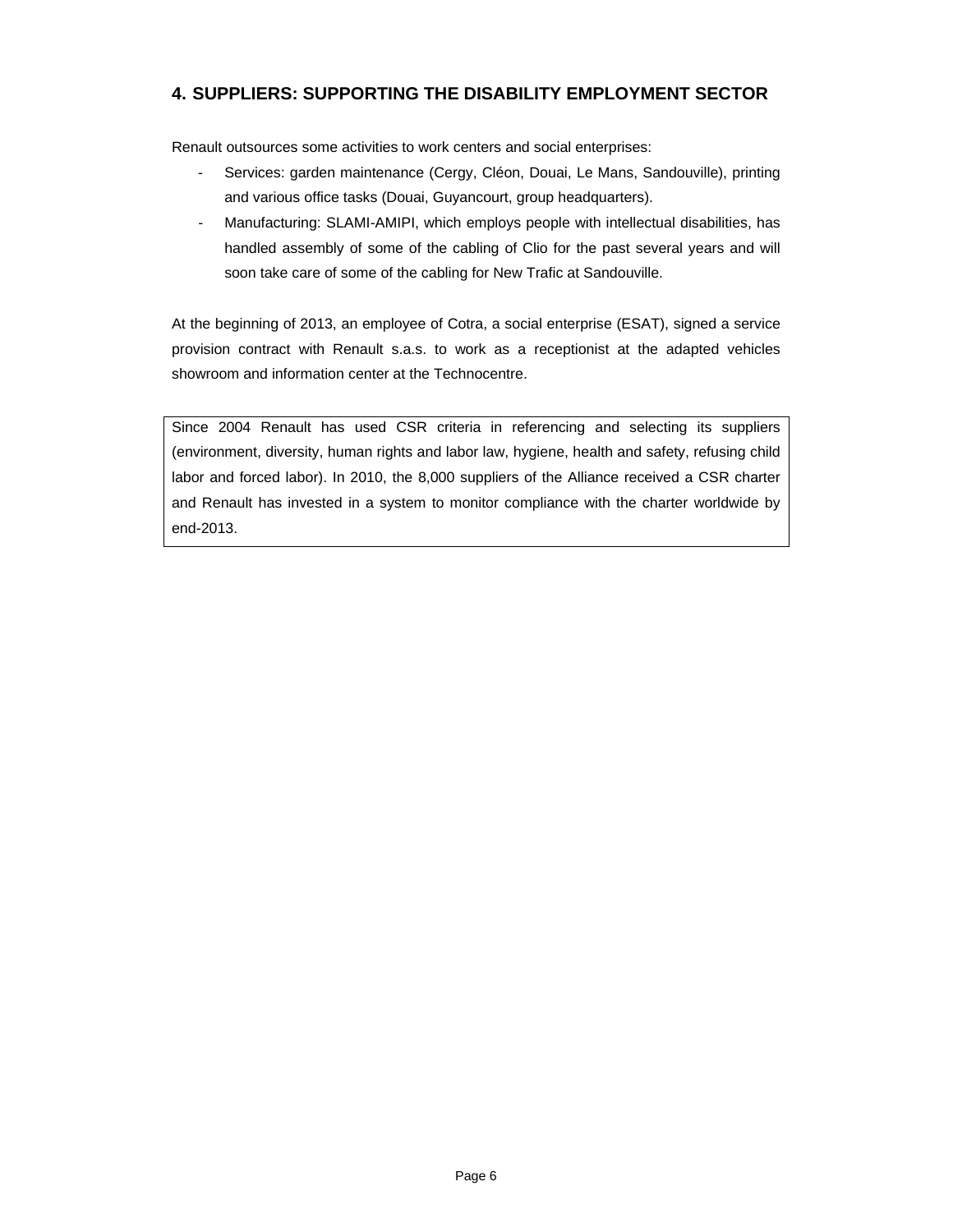## 4. SUPPLIERS: SUPPORTING THE DISABILITY EMPLOYMENT SECTOR

Renault outsources some activities to work centers and social enterprises:

- Services: garden maintenance (Cergy, Cléon, Douai, Le Mans, Sandouville), printing and various office tasks (Douai, Guyancourt, group headquarters).
- Manufacturing: SLAMI-AMIPI, which employs people with intellectual disabilities, has handled assembly of some of the cabling of Clio for the past several years and will soon take care of some of the cabling for New Trafic at Sandouville.

At the beginning of 2013, an employee of Cotra, a social enterprise (ESAT), signed a service provision contract with Renault s.a.s. to work as a receptionist at the adapted vehicles showroom and information center at the Technocentre.

Since 2004 Renault has used CSR criteria in referencing and selecting its suppliers (environment, diversity, human rights and labor law, hygiene, health and safety, refusing child labor and forced labor). In 2010, the 8,000 suppliers of the Alliance received a CSR charter and Renault has invested in a system to monitor compliance with the charter worldwide by end-2013.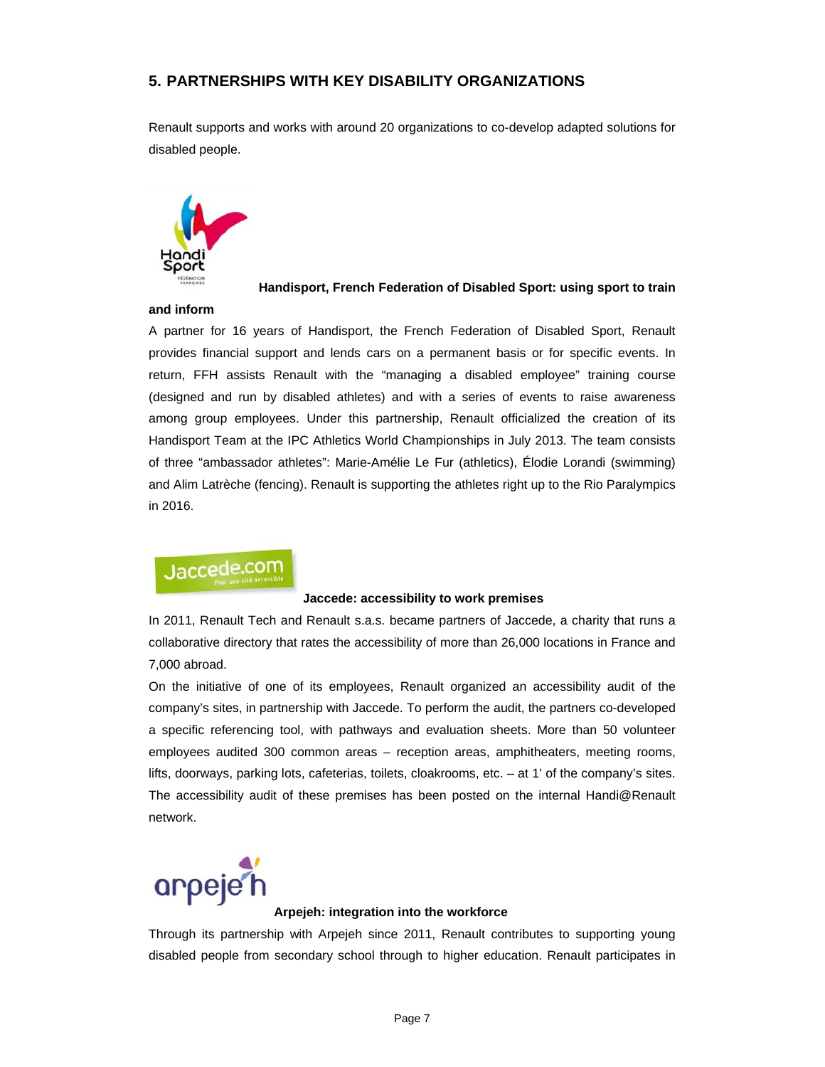## 5. PARTNERSHIPS WITH KEY DISABILITY ORGANIZATIONS

Renault supports and works with around 20 organizations to co-develop adapted solutions for disabled people.

**Handisport, French Federation of Disabled Sport: using sport to train and inform**

A partner for 16 years of Handisport, the French Federation of Disabled Sport, Renault provides financial support and lends cars on a permanent basis or for specific events. In return, FFH assists Renault with the "managing a disabled employee" training course (designed and run by disabled athletes) and with a series of events to raise awareness among group employees. Under this partnership, Renault officialized the creation of its Handisport Team at the IPC Athletics World Championships in July 2013. The team consists of three "ambassador athletes": Marie-Amélie Le Fur (athletics), Élodie Lorandi (swimming) and Alim Latrèche (fencing). Renault is supporting the athletes right up to the Rio Paralympics in 2016.

**Jaccede: accessibility to work premises**

In 2011, Renault Tech and Renault s.a.s. became partners of Jaccede, a charity that runs a collaborative directory that rates the accessibility of more than 26,000 locations in France and 7,000 abroad.

On the initiative of one of its employees, Renault organized an accessibility audit of the company's sites, in partnership with Jaccede. To perform the audit, the partners co-developed a specific referencing tool, with pathways and evaluation sheets. More than 50 volunteer employees audited 300 common areas – reception areas, amphitheaters, meeting rooms, lifts, doorways, parking lots, cafeterias, toilets, cloakrooms, etc. – at 1' of the company's sites. The accessibility audit of these premises has been posted on the internal Handi@Renault network.

**Arpejeh: integration into the workforce**

Through its partnership with Arpejeh since 2011, Renault contributes to supporting young disabled people from secondary school through to higher education. Renault participates in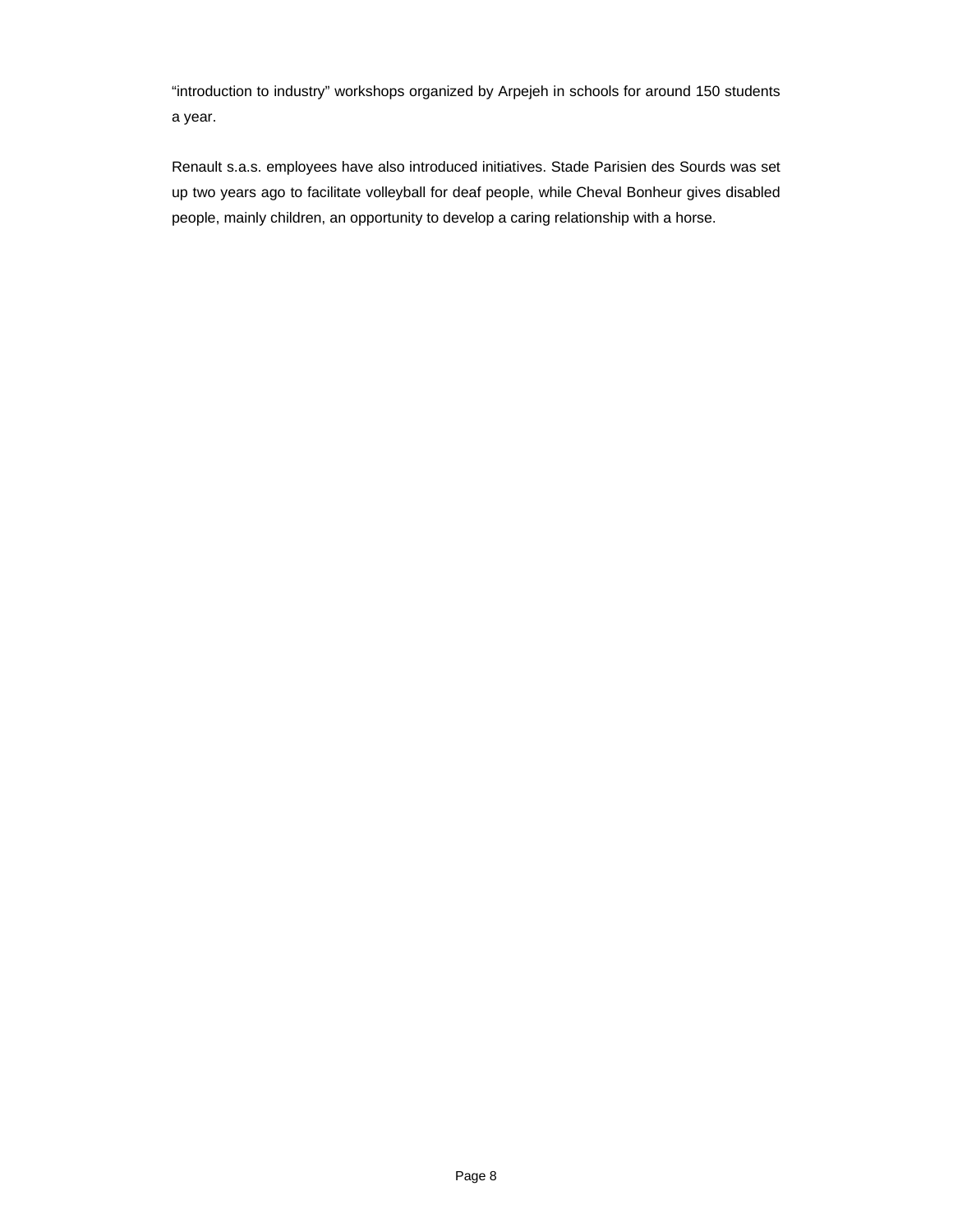“introduction to industry” workshops organized by Arpejeh in schools for around 150 students a year.

Renault s.a.s. employees have also introduced initiatives. Stade Parisien des Sourds was set up two years ago to facilitate volleyball for deaf people, while Cheval Bonheur gives disabled people, mainly children, an opportunity to develop a caring relationship with a horse.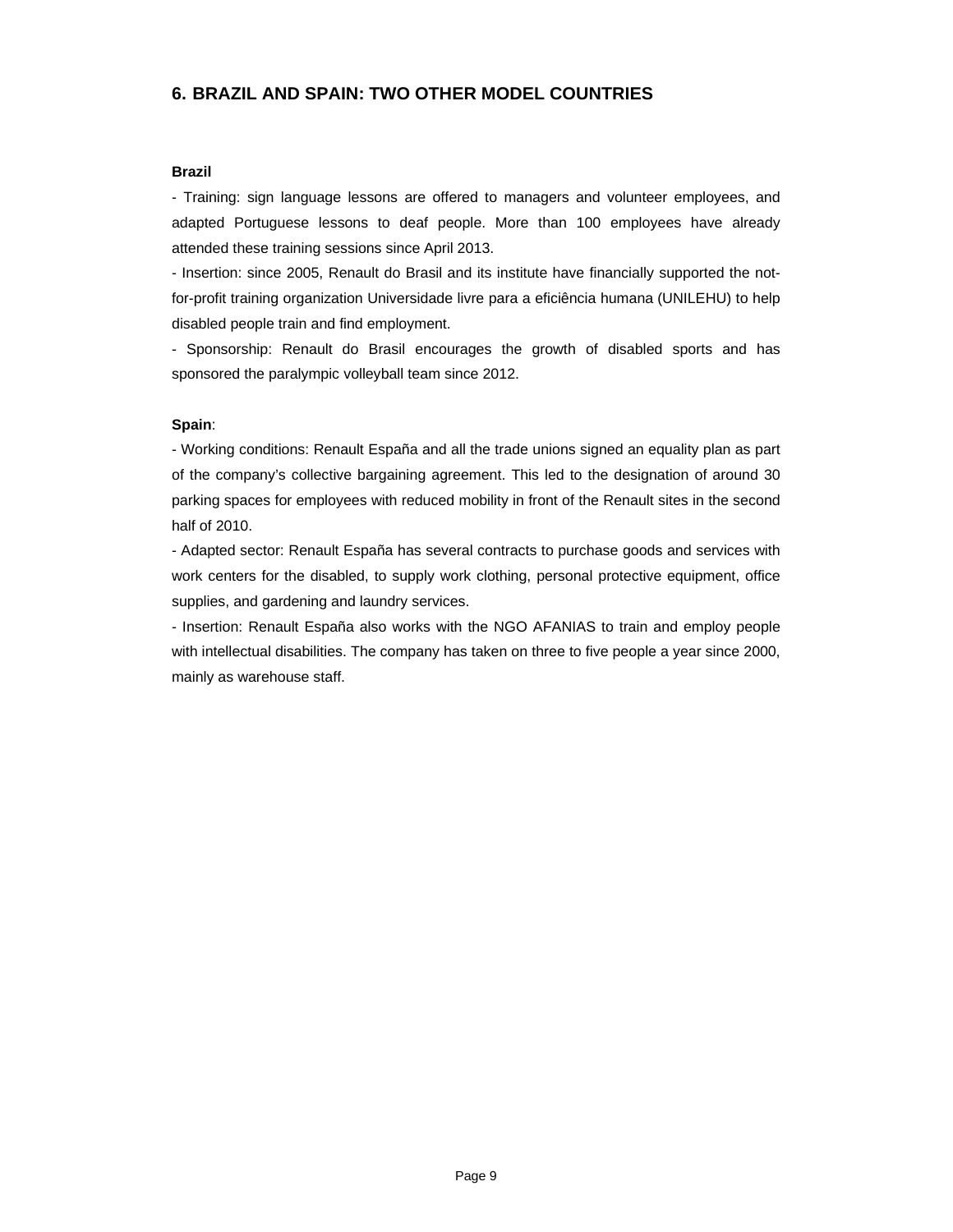## 6. BRAZIL AND SPAIN: TWO OTHER MODEL COUNTRIES

**Brazil**

- Training: sign language lessons are offered to managers and volunteer employees, and adapted Portuguese lessons to deaf people. More than 100 employees have already attended these training sessions since April 2013.
- Insertion: since 2005, Renault do Brasil and its institute have financially supported the not-for-profit training organization Universidade livre para a eficiência humana (UNILEHU) to help disabled people train and find employment.
- Sponsorship: Renault do Brasil encourages the growth of disabled sports and has sponsored the paralympic volleyball team since 2012.

**Spain**:

- Working conditions: Renault España and all the trade unions signed an equality plan as part of the company's collective bargaining agreement. This led to the designation of around 30 parking spaces for employees with reduced mobility in front of the Renault sites in the second half of 2010.
- Adapted sector: Renault España has several contracts to purchase goods and services with work centers for the disabled, to supply work clothing, personal protective equipment, office supplies, and gardening and laundry services.
- Insertion: Renault España also works with the NGO AFANIAS to train and employ people with intellectual disabilities. The company has taken on three to five people a year since 2000, mainly as warehouse staff.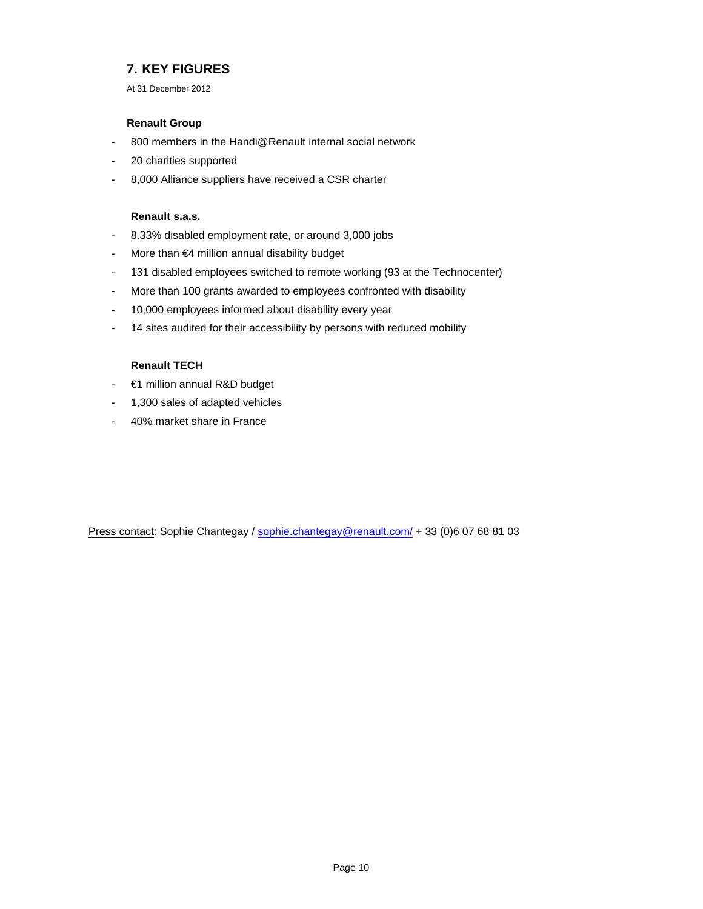## 7. KEY FIGURES

At 31 December 2012

**Renault Group**

- 800 members in the Handi@Renault internal social network
- 20 charities supported
- 8,000 Alliance suppliers have received a CSR charter

**Renault s.a.s.**

- 8.33% disabled employment rate, or around 3,000 jobs
- More than €4 million annual disability budget
- 131 disabled employees switched to remote working (93 at the Technocenter)
- More than 100 grants awarded to employees confronted with disability
- 10,000 employees informed about disability every year
- 14 sites audited for their accessibility by persons with reduced mobility

**Renault TECH**

- €1 million annual R&D budget
- 1,300 sales of adapted vehicles
- 40% market share in France

Press contact: Sophie Chantegay / sophie.chantegay@renault.com/ + 33 (0)6 07 68 81 03